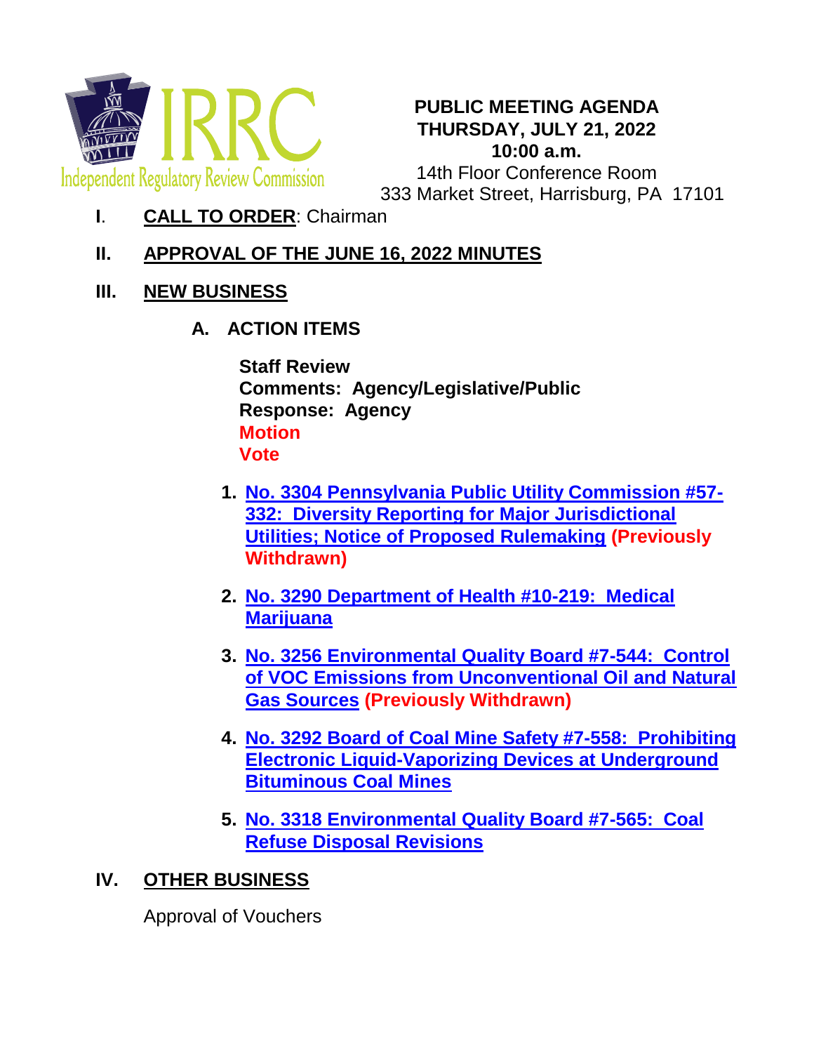Independent Regulatory Review Commission

**PUBLIC MEETING AGENDA**
**THURSDAY, JULY 21, 2022**
**10:00 a.m.**
14th Floor Conference Room
333 Market Street, Harrisburg, PA 17101

**I**. **CALL TO ORDER**: Chairman

**II. APPROVAL OF THE JUNE 16, 2022 MINUTES**

**III. NEW BUSINESS**

**A. ACTION ITEMS**

**Staff Review**
**Comments: Agency/Legislative/Public**
**Response: Agency**
**Motion**
**Vote**

1. **No. 3304 Pennsylvania Public Utility Commission #57-332: Diversity Reporting for Major Jurisdictional Utilities; Notice of Proposed Rulemaking (Previously Withdrawn)**

2. **No. 3290 Department of Health #10-219: Medical Marijuana**

3. **No. 3256 Environmental Quality Board #7-544: Control of VOC Emissions from Unconventional Oil and Natural Gas Sources (Previously Withdrawn)**

4. **No. 3292 Board of Coal Mine Safety #7-558: Prohibiting Electronic Liquid-Vaporizing Devices at Underground Bituminous Coal Mines**

5. **No. 3318 Environmental Quality Board #7-565: Coal Refuse Disposal Revisions**

**IV. OTHER BUSINESS**

Approval of Vouchers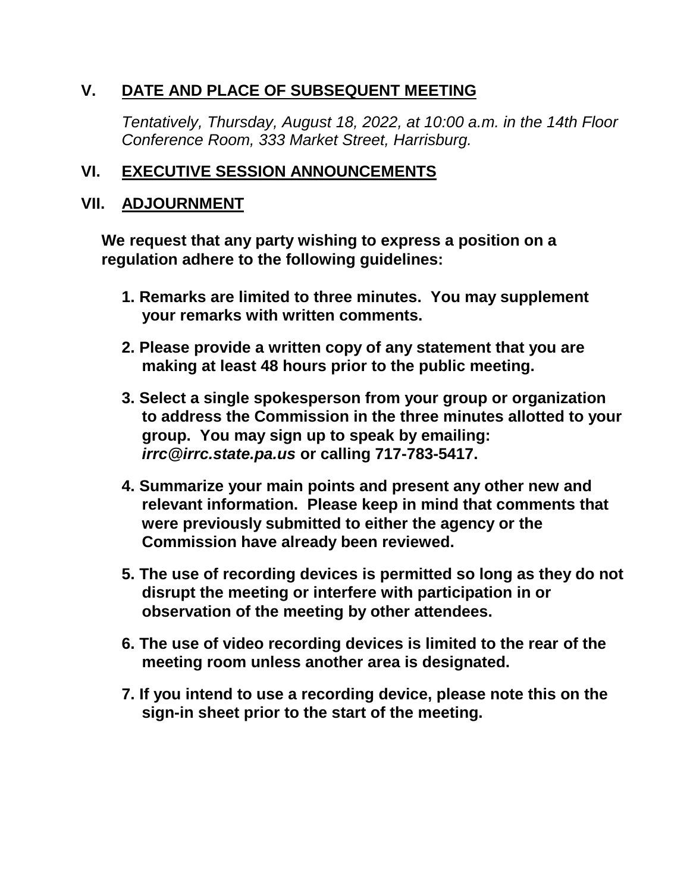## V. DATE AND PLACE OF SUBSEQUENT MEETING

*Tentatively, Thursday, August 18, 2022, at 10:00 a.m. in the 14th Floor Conference Room, 333 Market Street, Harrisburg.*

## VI. EXECUTIVE SESSION ANNOUNCEMENTS

## VII. ADJOURNMENT

**We request that any party wishing to express a position on a regulation adhere to the following guidelines:**

1. **Remarks are limited to three minutes. You may supplement your remarks with written comments.**
2. **Please provide a written copy of any statement that you are making at least 48 hours prior to the public meeting.**
3. **Select a single spokesperson from your group or organization to address the Commission in the three minutes allotted to your group. You may sign up to speak by emailing: *irrc@irrc.state.pa.us* or calling 717-783-5417.**
4. **Summarize your main points and present any other new and relevant information. Please keep in mind that comments that were previously submitted to either the agency or the Commission have already been reviewed.**
5. **The use of recording devices is permitted so long as they do not disrupt the meeting or interfere with participation in or observation of the meeting by other attendees.**
6. **The use of video recording devices is limited to the rear of the meeting room unless another area is designated.**
7. **If you intend to use a recording device, please note this on the sign-in sheet prior to the start of the meeting.**